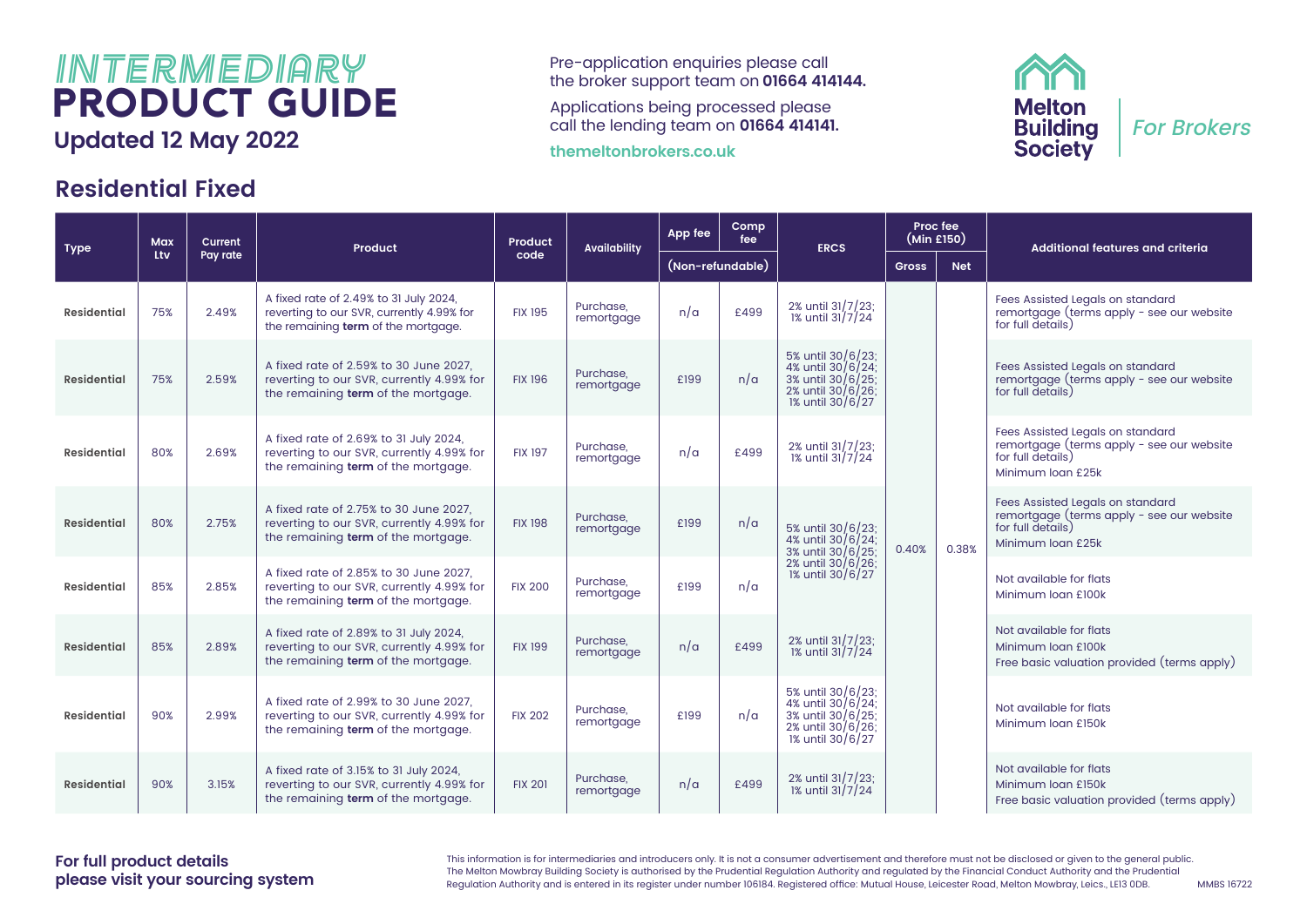# INTERMEDIARY PRODUCT GUIDE

**Updated 12 May 2022**

Pre-application enquiries please call the broker support team on **01664 414144.**

Applications being processed please call the lending team on **01664 414141.**

themeltonbrokers.co.uk

Melton Building Society | For Brokers

## Residential Fixed

| Type | Max Ltv | Current Pay rate | Product | Product code | Availability | App fee (Non-refundable) | Comp fee (Non-refundable) | ERCS | Proc fee (Min £150) Gross | Proc fee (Min £150) Net | Additional features and criteria |
|---|---|---|---|---|---|---|---|---|---|---|---|
| Residential | 75% | 2.49% | A fixed rate of 2.49% to 31 July 2024, reverting to our SVR, currently 4.99% for the remaining **term** of the mortgage. | FIX 195 | Purchase, remortgage | n/a | £499 | 2% until 31/7/23; 1% until 31/7/24 | 0.40% | 0.38% | Fees Assisted Legals on standard remortgage (terms apply - see our website for full details) |
| Residential | 75% | 2.59% | A fixed rate of 2.59% to 30 June 2027, reverting to our SVR, currently 4.99% for the remaining **term** of the mortgage. | FIX 196 | Purchase, remortgage | £199 | n/a | 5% until 30/6/23; 4% until 30/6/24; 3% until 30/6/25; 2% until 30/6/26; 1% until 30/6/27 | 0.40% | 0.38% | Fees Assisted Legals on standard remortgage (terms apply - see our website for full details) |
| Residential | 80% | 2.69% | A fixed rate of 2.69% to 31 July 2024, reverting to our SVR, currently 4.99% for the remaining **term** of the mortgage. | FIX 197 | Purchase, remortgage | n/a | £499 | 2% until 31/7/23; 1% until 31/7/24 | 0.40% | 0.38% | Fees Assisted Legals on standard remortgage (terms apply - see our website for full details)<br>Minimum loan £25k |
| Residential | 80% | 2.75% | A fixed rate of 2.75% to 30 June 2027, reverting to our SVR, currently 4.99% for the remaining **term** of the mortgage. | FIX 198 | Purchase, remortgage | £199 | n/a | 5% until 30/6/23; 4% until 30/6/24; 3% until 30/6/25; 2% until 30/6/26; 1% until 30/6/27 | 0.40% | 0.38% | Fees Assisted Legals on standard remortgage (terms apply - see our website for full details)<br>Minimum loan £25k |
| Residential | 85% | 2.85% | A fixed rate of 2.85% to 30 June 2027, reverting to our SVR, currently 4.99% for the remaining **term** of the mortgage. | FIX 200 | Purchase, remortgage | £199 | n/a | 5% until 30/6/23; 4% until 30/6/24; 3% until 30/6/25; 2% until 30/6/26; 1% until 30/6/27 | 0.40% | 0.38% | Not available for flats<br>Minimum loan £100k |
| Residential | 85% | 2.89% | A fixed rate of 2.89% to 31 July 2024, reverting to our SVR, currently 4.99% for the remaining **term** of the mortgage. | FIX 199 | Purchase, remortgage | n/a | £499 | 2% until 31/7/23; 1% until 31/7/24 | 0.40% | 0.38% | Not available for flats<br>Minimum loan £100k<br>Free basic valuation provided (terms apply) |
| Residential | 90% | 2.99% | A fixed rate of 2.99% to 30 June 2027, reverting to our SVR, currently 4.99% for the remaining **term** of the mortgage. | FIX 202 | Purchase, remortgage | £199 | n/a | 5% until 30/6/23; 4% until 30/6/24; 3% until 30/6/25; 2% until 30/6/26; 1% until 30/6/27 | 0.40% | 0.38% | Not available for flats<br>Minimum loan £150k |
| Residential | 90% | 3.15% | A fixed rate of 3.15% to 31 July 2024, reverting to our SVR, currently 4.99% for the remaining **term** of the mortgage. | FIX 201 | Purchase, remortgage | n/a | £499 | 2% until 31/7/23; 1% until 31/7/24 | 0.40% | 0.38% | Not available for flats<br>Minimum loan £150k<br>Free basic valuation provided (terms apply) |

**For full product details please visit your sourcing system**

This information is for intermediaries and introducers only. It is not a consumer advertisement and therefore must not be disclosed or given to the general public. The Melton Mowbray Building Society is authorised by the Prudential Regulation Authority and regulated by the Financial Conduct Authority and the Prudential Regulation Authority and is entered in its register under number 106184. Registered office: Mutual House, Leicester Road, Melton Mowbray, Leics., LE13 0DB.

MMBS 16722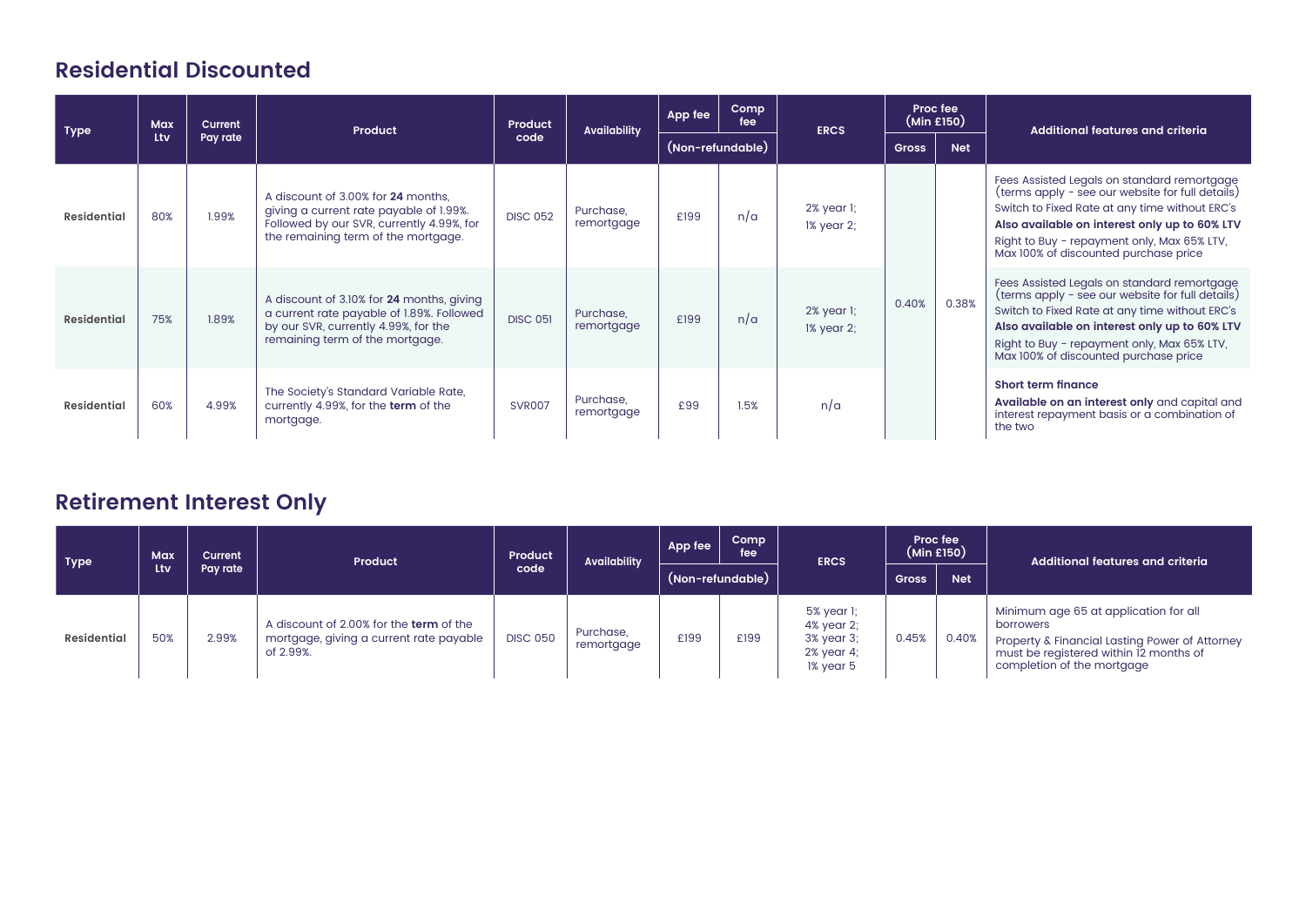## Residential Discounted

| Type | Max Ltv | Current Pay rate | Product | Product code | Availability | App fee | Comp fee | ERCS | Proc fee (Min £150) | | Additional features and criteria |
|---|---|---|---|---|---|---|---|---|---|---|---|
| | | | | | | (Non-refundable) | | | Gross | Net | |
| Residential | 80% | 1.99% | A discount of 3.00% for **24** months, giving a current rate payable of 1.99%. Followed by our SVR, currently 4.99%, for the remaining term of the mortgage. | DISC 052 | Purchase, remortgage | £199 | n/a | 2% year 1; 1% year 2; | 0.40% | 0.38% | Fees Assisted Legals on standard remortgage (terms apply - see our website for full details) Switch to Fixed Rate at any time without ERC's **Also available on interest only up to 60% LTV** Right to Buy - repayment only, Max 65% LTV, Max 100% of discounted purchase price |
| Residential | 75% | 1.89% | A discount of 3.10% for **24** months, giving a current rate payable of 1.89%. Followed by our SVR, currently 4.99%, for the remaining term of the mortgage. | DISC 051 | Purchase, remortgage | £199 | n/a | 2% year 1; 1% year 2; | 0.40% | 0.38% | Fees Assisted Legals on standard remortgage (terms apply - see our website for full details) Switch to Fixed Rate at any time without ERC's **Also available on interest only up to 60% LTV** Right to Buy - repayment only, Max 65% LTV, Max 100% of discounted purchase price |
| Residential | 60% | 4.99% | The Society's Standard Variable Rate, currently 4.99%, for the **term** of the mortgage. | SVR007 | Purchase, remortgage | £99 | 1.5% | n/a | 0.40% | 0.38% | **Short term finance** **Available on an interest only** and capital and interest repayment basis or a combination of the two |

## Retirement Interest Only

| Type | Max Ltv | Current Pay rate | Product | Product code | Availability | App fee | Comp fee | ERCS | Proc fee (Min £150) | | Additional features and criteria |
|---|---|---|---|---|---|---|---|---|---|---|---|
| | | | | | | (Non-refundable) | | | Gross | Net | |
| Residential | 50% | 2.99% | A discount of 2.00% for the **term** of the mortgage, giving a current rate payable of 2.99%. | DISC 050 | Purchase, remortgage | £199 | £199 | 5% year 1; 4% year 2; 3% year 3; 2% year 4; 1% year 5 | 0.45% | 0.40% | Minimum age 65 at application for all borrowers Property & Financial Lasting Power of Attorney must be registered within 12 months of completion of the mortgage |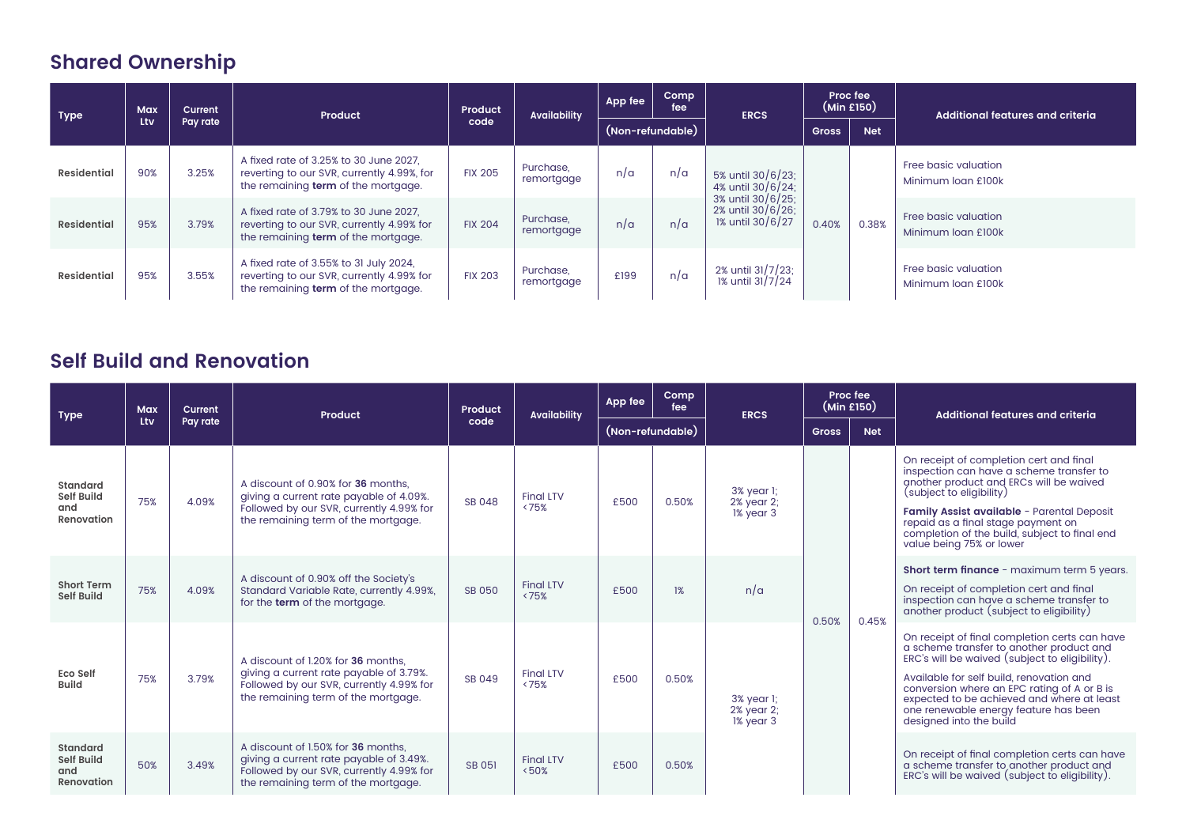## Shared Ownership

| Type | Max Ltv | Current Pay rate | Product | Product code | Availability | App fee | Comp fee | ERCS | Proc fee (Min £150) | | Additional features and criteria |
|---|---|---|---|---|---|---|---|---|---|---|---|
| | | | | | | (Non-refundable) | | | Gross | Net | |
| Residential | 90% | 3.25% | A fixed rate of 3.25% to 30 June 2027, reverting to our SVR, currently 4.99%, for the remaining **term** of the mortgage. | FIX 205 | Purchase, remortgage | n/a | n/a | 5% until 30/6/23; 4% until 30/6/24; 3% until 30/6/25; 2% until 30/6/26; 1% until 30/6/27 | 0.40% | 0.38% | Free basic valuation<br>Minimum loan £100k |
| Residential | 95% | 3.79% | A fixed rate of 3.79% to 30 June 2027, reverting to our SVR, currently 4.99% for the remaining **term** of the mortgage. | FIX 204 | Purchase, remortgage | n/a | n/a | 5% until 30/6/23; 4% until 30/6/24; 3% until 30/6/25; 2% until 30/6/26; 1% until 30/6/27 | 0.40% | 0.38% | Free basic valuation<br>Minimum loan £100k |
| Residential | 95% | 3.55% | A fixed rate of 3.55% to 31 July 2024, reverting to our SVR, currently 4.99% for the remaining **term** of the mortgage. | FIX 203 | Purchase, remortgage | £199 | n/a | 2% until 31/7/23; 1% until 31/7/24 | 0.40% | 0.38% | Free basic valuation<br>Minimum loan £100k |

## Self Build and Renovation

| Type | Max Ltv | Current Pay rate | Product | Product code | Availability | App fee | Comp fee | ERCS | Proc fee (Min £150) | | Additional features and criteria |
|---|---|---|---|---|---|---|---|---|---|---|---|
| | | | | | | (Non-refundable) | | | Gross | Net | |
| Standard Self Build and Renovation | 75% | 4.09% | A discount of 0.90% for **36** months, giving a current rate payable of 4.09%. Followed by our SVR, currently 4.99% for the remaining term of the mortgage. | SB 048 | Final LTV <75% | £500 | 0.50% | 3% year 1; 2% year 2; 1% year 3 | 0.50% | 0.45% | On receipt of completion cert and final inspection can have a scheme transfer to another product and ERCs will be waived (subject to eligibility)<br>**Family Assist available** - Parental Deposit repaid as a final stage payment on completion of the build, subject to final end value being 75% or lower |
| Short Term Self Build | 75% | 4.09% | A discount of 0.90% off the Society's Standard Variable Rate, currently 4.99%, for the **term** of the mortgage. | SB 050 | Final LTV <75% | £500 | 1% | n/a | 0.50% | 0.45% | **Short term finance** - maximum term 5 years.<br>On receipt of completion cert and final inspection can have a scheme transfer to another product (subject to eligibility) |
| Eco Self Build | 75% | 3.79% | A discount of 1.20% for **36** months, giving a current rate payable of 3.79%. Followed by our SVR, currently 4.99% for the remaining term of the mortgage. | SB 049 | Final LTV <75% | £500 | 0.50% | 3% year 1; 2% year 2; 1% year 3 | 0.50% | 0.45% | On receipt of final completion certs can have a scheme transfer to another product and ERC's will be waived (subject to eligibility).<br>Available for self build, renovation and conversion where an EPC rating of A or B is expected to be achieved and where at least one renewable energy feature has been designed into the build |
| Standard Self Build and Renovation | 50% | 3.49% | A discount of 1.50% for **36** months, giving a current rate payable of 3.49%. Followed by our SVR, currently 4.99% for the remaining term of the mortgage. | SB 051 | Final LTV <50% | £500 | 0.50% | 3% year 1; 2% year 2; 1% year 3 | 0.50% | 0.45% | On receipt of final completion certs can have a scheme transfer to another product and ERC's will be waived (subject to eligibility). |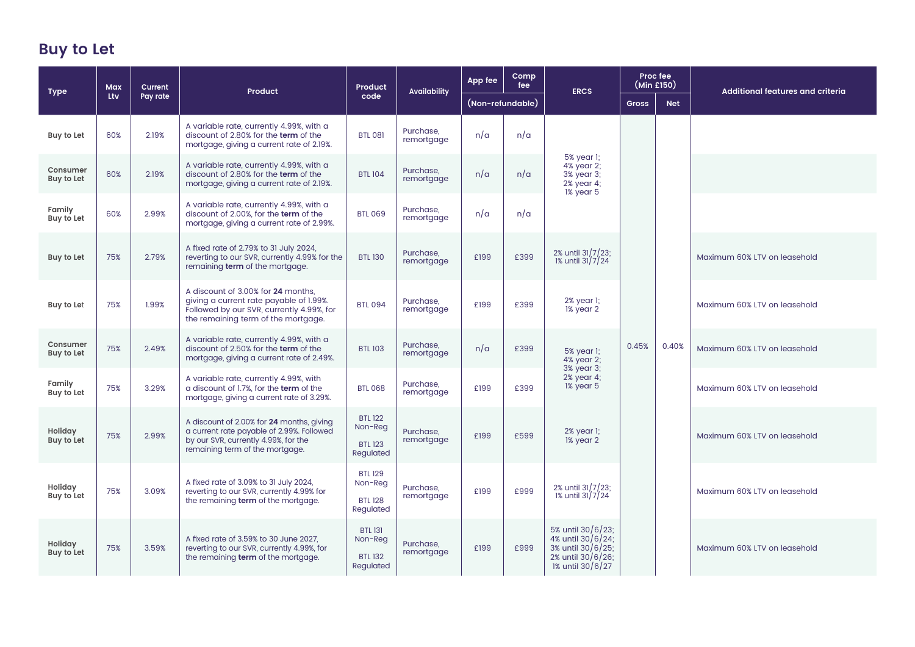# Buy to Let

| Type | Max Ltv | Current Pay rate | Product | Product code | Availability | App fee | Comp fee | ERCS | Proc fee (Min £150) | | Additional features and criteria |
|---|---|---|---|---|---|---|---|---|---|---|---|
| | | | | | | (Non-refundable) | | | Gross | Net | |
| Buy to Let | 60% | 2.19% | A variable rate, currently 4.99%, with a discount of 2.80% for the **term** of the mortgage, giving a current rate of 2.19%. | BTL 081 | Purchase, remortgage | n/a | n/a | 5% year 1; 4% year 2; 3% year 3; 2% year 4; 1% year 5 | 0.45% | 0.40% | |
| Consumer Buy to Let | 60% | 2.19% | A variable rate, currently 4.99%, with a discount of 2.80% for the **term** of the mortgage, giving a current rate of 2.19%. | BTL 104 | Purchase, remortgage | n/a | n/a | 5% year 1; 4% year 2; 3% year 3; 2% year 4; 1% year 5 | 0.45% | 0.40% | |
| Family Buy to Let | 60% | 2.99% | A variable rate, currently 4.99%, with a discount of 2.00%, for the **term** of the mortgage, giving a current rate of 2.99%. | BTL 069 | Purchase, remortgage | n/a | n/a | 5% year 1; 4% year 2; 3% year 3; 2% year 4; 1% year 5 | 0.45% | 0.40% | |
| Buy to Let | 75% | 2.79% | A fixed rate of 2.79% to 31 July 2024, reverting to our SVR, currently 4.99% for the remaining **term** of the mortgage. | BTL 130 | Purchase, remortgage | £199 | £399 | 2% until 31/7/23; 1% until 31/7/24 | 0.45% | 0.40% | Maximum 60% LTV on leasehold |
| Buy to Let | 75% | 1.99% | A discount of 3.00% for **24** months, giving a current rate payable of 1.99%. Followed by our SVR, currently 4.99%, for the remaining term of the mortgage. | BTL 094 | Purchase, remortgage | £199 | £399 | 2% year 1; 1% year 2 | 0.45% | 0.40% | Maximum 60% LTV on leasehold |
| Consumer Buy to Let | 75% | 2.49% | A variable rate, currently 4.99%, with a discount of 2.50% for the **term** of the mortgage, giving a current rate of 2.49%. | BTL 103 | Purchase, remortgage | n/a | £399 | 5% year 1; 4% year 2; 3% year 3; 2% year 4; 1% year 5 | 0.45% | 0.40% | Maximum 60% LTV on leasehold |
| Family Buy to Let | 75% | 3.29% | A variable rate, currently 4.99%, with a discount of 1.7%, for the **term** of the mortgage, giving a current rate of 3.29%. | BTL 068 | Purchase, remortgage | £199 | £399 | 5% year 1; 4% year 2; 3% year 3; 2% year 4; 1% year 5 | 0.45% | 0.40% | Maximum 60% LTV on leasehold |
| Holiday Buy to Let | 75% | 2.99% | A discount of 2.00% for **24** months, giving a current rate payable of 2.99%. Followed by our SVR, currently 4.99%, for the remaining term of the mortgage. | BTL 122 Non-Reg<br>BTL 123 Regulated | Purchase, remortgage | £199 | £599 | 2% year 1; 1% year 2 | 0.45% | 0.40% | Maximum 60% LTV on leasehold |
| Holiday Buy to Let | 75% | 3.09% | A fixed rate of 3.09% to 31 July 2024, reverting to our SVR, currently 4.99% for the remaining **term** of the mortgage. | BTL 129 Non-Reg<br>BTL 128 Regulated | Purchase, remortgage | £199 | £999 | 2% until 31/7/23; 1% until 31/7/24 | 0.45% | 0.40% | Maximum 60% LTV on leasehold |
| Holiday Buy to Let | 75% | 3.59% | A fixed rate of 3.59% to 30 June 2027, reverting to our SVR, currently 4.99%, for the remaining **term** of the mortgage. | BTL 131 Non-Reg<br>BTL 132 Regulated | Purchase, remortgage | £199 | £999 | 5% until 30/6/23; 4% until 30/6/24; 3% until 30/6/25; 2% until 30/6/26; 1% until 30/6/27 | 0.45% | 0.40% | Maximum 60% LTV on leasehold |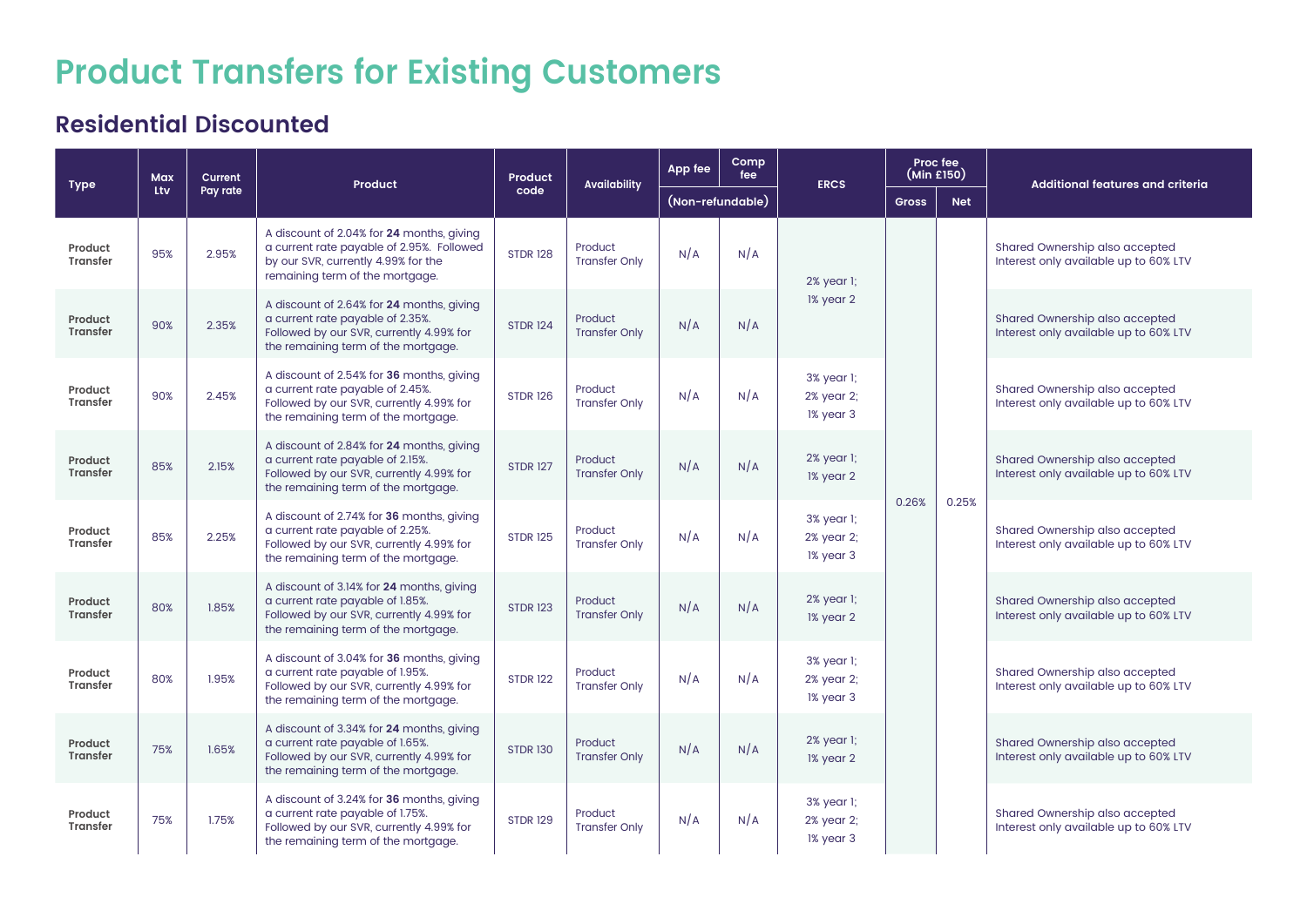# Product Transfers for Existing Customers

## Residential Discounted

| Type | Max Ltv | Current Pay rate | Product | Product code | Availability | App fee | Comp fee | ERCS | Proc fee (Min £150) | | Additional features and criteria |
|---|---|---|---|---|---|---|---|---|---|---|---|
| | | | | | | (Non-refundable) | | | Gross | Net | |
| **Product Transfer** | 95% | 2.95% | A discount of 2.04% for **24** months, giving a current rate payable of 2.95%. Followed by our SVR, currently 4.99% for the remaining term of the mortgage. | STDR 128 | Product Transfer Only | N/A | N/A | 2% year 1; 1% year 2 | 0.26% | 0.25% | Shared Ownership also accepted Interest only available up to 60% LTV |
| **Product Transfer** | 90% | 2.35% | A discount of 2.64% for **24** months, giving a current rate payable of 2.35%. Followed by our SVR, currently 4.99% for the remaining term of the mortgage. | STDR 124 | Product Transfer Only | N/A | N/A | 2% year 1; 1% year 2 | 0.26% | 0.25% | Shared Ownership also accepted Interest only available up to 60% LTV |
| **Product Transfer** | 90% | 2.45% | A discount of 2.54% for **36** months, giving a current rate payable of 2.45%. Followed by our SVR, currently 4.99% for the remaining term of the mortgage. | STDR 126 | Product Transfer Only | N/A | N/A | 3% year 1; 2% year 2; 1% year 3 | 0.26% | 0.25% | Shared Ownership also accepted Interest only available up to 60% LTV |
| **Product Transfer** | 85% | 2.15% | A discount of 2.84% for **24** months, giving a current rate payable of 2.15%. Followed by our SVR, currently 4.99% for the remaining term of the mortgage. | STDR 127 | Product Transfer Only | N/A | N/A | 2% year 1; 1% year 2 | 0.26% | 0.25% | Shared Ownership also accepted Interest only available up to 60% LTV |
| **Product Transfer** | 85% | 2.25% | A discount of 2.74% for **36** months, giving a current rate payable of 2.25%. Followed by our SVR, currently 4.99% for the remaining term of the mortgage. | STDR 125 | Product Transfer Only | N/A | N/A | 3% year 1; 2% year 2; 1% year 3 | 0.26% | 0.25% | Shared Ownership also accepted Interest only available up to 60% LTV |
| **Product Transfer** | 80% | 1.85% | A discount of 3.14% for **24** months, giving a current rate payable of 1.85%. Followed by our SVR, currently 4.99% for the remaining term of the mortgage. | STDR 123 | Product Transfer Only | N/A | N/A | 2% year 1; 1% year 2 | 0.26% | 0.25% | Shared Ownership also accepted Interest only available up to 60% LTV |
| **Product Transfer** | 80% | 1.95% | A discount of 3.04% for **36** months, giving a current rate payable of 1.95%. Followed by our SVR, currently 4.99% for the remaining term of the mortgage. | STDR 122 | Product Transfer Only | N/A | N/A | 3% year 1; 2% year 2; 1% year 3 | 0.26% | 0.25% | Shared Ownership also accepted Interest only available up to 60% LTV |
| **Product Transfer** | 75% | 1.65% | A discount of 3.34% for **24** months, giving a current rate payable of 1.65%. Followed by our SVR, currently 4.99% for the remaining term of the mortgage. | STDR 130 | Product Transfer Only | N/A | N/A | 2% year 1; 1% year 2 | 0.26% | 0.25% | Shared Ownership also accepted Interest only available up to 60% LTV |
| **Product Transfer** | 75% | 1.75% | A discount of 3.24% for **36** months, giving a current rate payable of 1.75%. Followed by our SVR, currently 4.99% for the remaining term of the mortgage. | STDR 129 | Product Transfer Only | N/A | N/A | 3% year 1; 2% year 2; 1% year 3 | 0.26% | 0.25% | Shared Ownership also accepted Interest only available up to 60% LTV |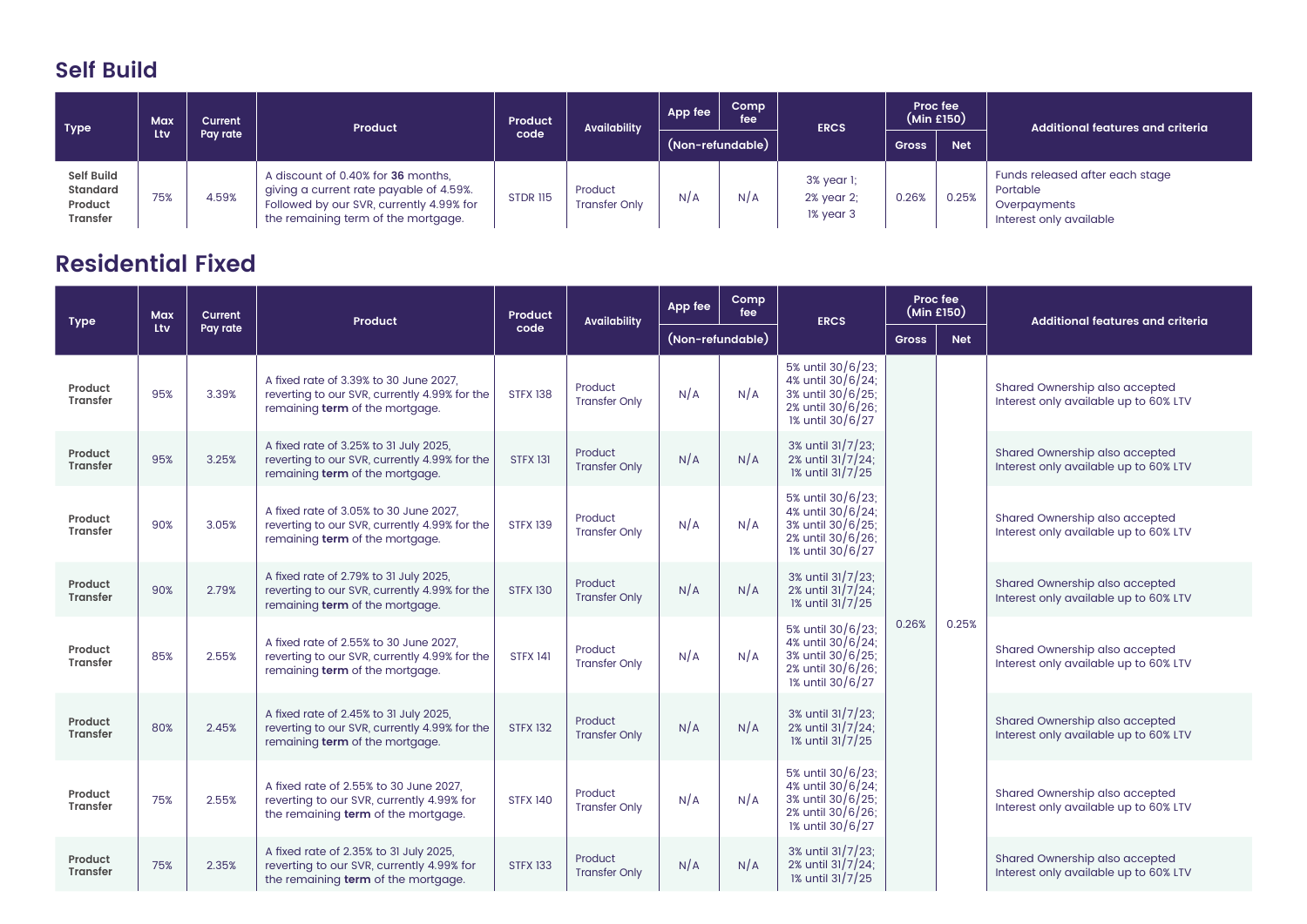## Self Build

| Type | Max Ltv | Current Pay rate | Product | Product code | Availability | App fee | Comp fee | ERCS | Proc fee (Min £150) | | Additional features and criteria |
|---|---|---|---|---|---|---|---|---|---|---|---|
| | | | | | | (Non-refundable) | | | Gross | Net | |
| Self Build Standard Product Transfer | 75% | 4.59% | A discount of 0.40% for **36** months, giving a current rate payable of 4.59%. Followed by our SVR, currently 4.99% for the remaining term of the mortgage. | STDR 115 | Product Transfer Only | N/A | N/A | 3% year 1; 2% year 2; 1% year 3 | 0.26% | 0.25% | Funds released after each stage<br>Portable<br>Overpayments<br>Interest only available |

## Residential Fixed

| Type | Max Ltv | Current Pay rate | Product | Product code | Availability | App fee | Comp fee | ERCS | Proc fee (Min £150) | | Additional features and criteria |
|---|---|---|---|---|---|---|---|---|---|---|---|
| | | | | | | (Non-refundable) | | | Gross | Net | |
| Product Transfer | 95% | 3.39% | A fixed rate of 3.39% to 30 June 2027, reverting to our SVR, currently 4.99% for the remaining **term** of the mortgage. | STFX 138 | Product Transfer Only | N/A | N/A | 5% until 30/6/23; 4% until 30/6/24; 3% until 30/6/25; 2% until 30/6/26; 1% until 30/6/27 | 0.26% | 0.25% | Shared Ownership also accepted<br>Interest only available up to 60% LTV |
| Product Transfer | 95% | 3.25% | A fixed rate of 3.25% to 31 July 2025, reverting to our SVR, currently 4.99% for the remaining **term** of the mortgage. | STFX 131 | Product Transfer Only | N/A | N/A | 3% until 31/7/23; 2% until 31/7/24; 1% until 31/7/25 | 0.26% | 0.25% | Shared Ownership also accepted<br>Interest only available up to 60% LTV |
| Product Transfer | 90% | 3.05% | A fixed rate of 3.05% to 30 June 2027, reverting to our SVR, currently 4.99% for the remaining **term** of the mortgage. | STFX 139 | Product Transfer Only | N/A | N/A | 5% until 30/6/23; 4% until 30/6/24; 3% until 30/6/25; 2% until 30/6/26; 1% until 30/6/27 | 0.26% | 0.25% | Shared Ownership also accepted<br>Interest only available up to 60% LTV |
| Product Transfer | 90% | 2.79% | A fixed rate of 2.79% to 31 July 2025, reverting to our SVR, currently 4.99% for the remaining **term** of the mortgage. | STFX 130 | Product Transfer Only | N/A | N/A | 3% until 31/7/23; 2% until 31/7/24; 1% until 31/7/25 | 0.26% | 0.25% | Shared Ownership also accepted<br>Interest only available up to 60% LTV |
| Product Transfer | 85% | 2.55% | A fixed rate of 2.55% to 30 June 2027, reverting to our SVR, currently 4.99% for the remaining **term** of the mortgage. | STFX 141 | Product Transfer Only | N/A | N/A | 5% until 30/6/23; 4% until 30/6/24; 3% until 30/6/25; 2% until 30/6/26; 1% until 30/6/27 | 0.26% | 0.25% | Shared Ownership also accepted<br>Interest only available up to 60% LTV |
| Product Transfer | 80% | 2.45% | A fixed rate of 2.45% to 31 July 2025, reverting to our SVR, currently 4.99% for the remaining **term** of the mortgage. | STFX 132 | Product Transfer Only | N/A | N/A | 3% until 31/7/23; 2% until 31/7/24; 1% until 31/7/25 | 0.26% | 0.25% | Shared Ownership also accepted<br>Interest only available up to 60% LTV |
| Product Transfer | 75% | 2.55% | A fixed rate of 2.55% to 30 June 2027, reverting to our SVR, currently 4.99% for the remaining **term** of the mortgage. | STFX 140 | Product Transfer Only | N/A | N/A | 5% until 30/6/23; 4% until 30/6/24; 3% until 30/6/25; 2% until 30/6/26; 1% until 30/6/27 | 0.26% | 0.25% | Shared Ownership also accepted<br>Interest only available up to 60% LTV |
| Product Transfer | 75% | 2.35% | A fixed rate of 2.35% to 31 July 2025, reverting to our SVR, currently 4.99% for the remaining **term** of the mortgage. | STFX 133 | Product Transfer Only | N/A | N/A | 3% until 31/7/23; 2% until 31/7/24; 1% until 31/7/25 | 0.26% | 0.25% | Shared Ownership also accepted<br>Interest only available up to 60% LTV |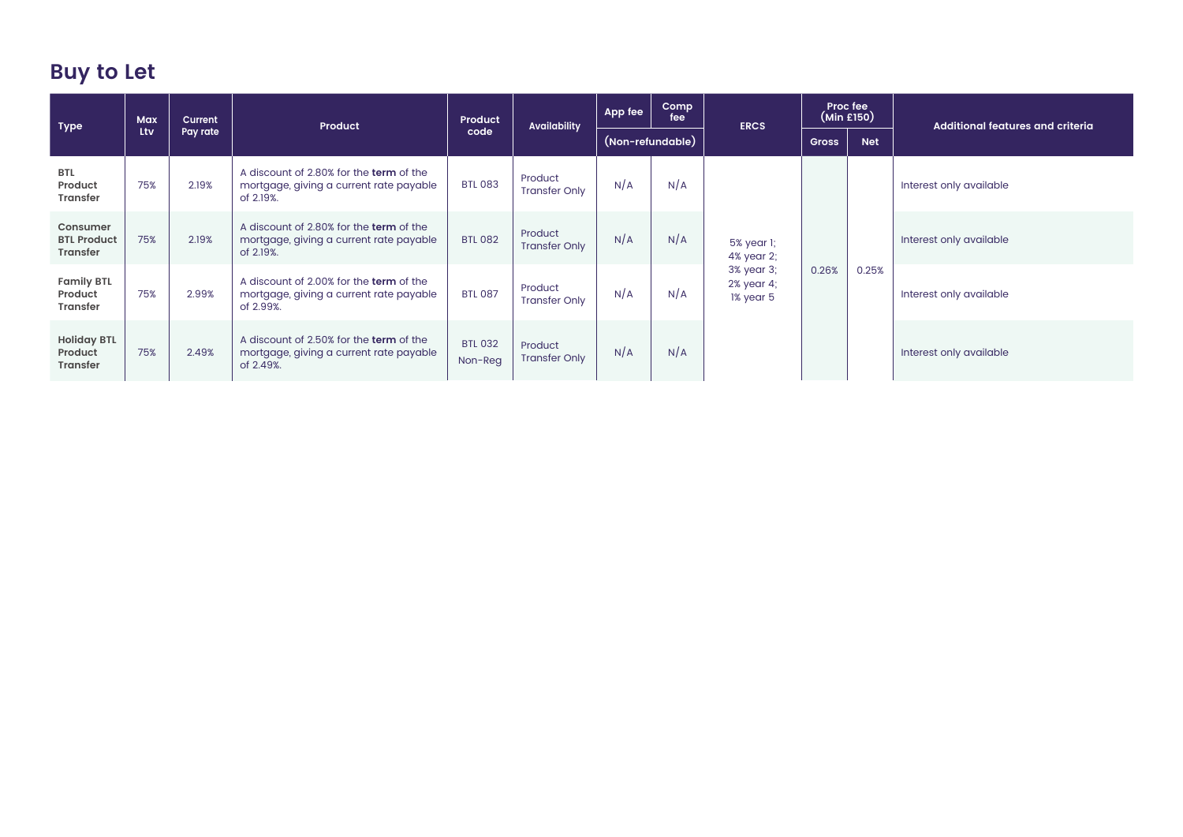## Buy to Let

| Type | Max Ltv | Current Pay rate | Product | Product code | Availability | App fee | Comp fee | ERCS | Proc fee (Min £150) | | Additional features and criteria |
|---|---|---|---|---|---|---|---|---|---|---|---|
| | | | | | | (Non-refundable) | | | Gross | Net | |
| **BTL Product Transfer** | 75% | 2.19% | A discount of 2.80% for the **term** of the mortgage, giving a current rate payable of 2.19%. | BTL 083 | Product Transfer Only | N/A | N/A | 5% year 1; 4% year 2; 3% year 3; 2% year 4; 1% year 5 | 0.26% | 0.25% | Interest only available |
| **Consumer BTL Product Transfer** | 75% | 2.19% | A discount of 2.80% for the **term** of the mortgage, giving a current rate payable of 2.19%. | BTL 082 | Product Transfer Only | N/A | N/A | | | | Interest only available |
| **Family BTL Product Transfer** | 75% | 2.99% | A discount of 2.00% for the **term** of the mortgage, giving a current rate payable of 2.99%. | BTL 087 | Product Transfer Only | N/A | N/A | | | | Interest only available |
| **Holiday BTL Product Transfer** | 75% | 2.49% | A discount of 2.50% for the **term** of the mortgage, giving a current rate payable of 2.49%. | BTL 032 Non-Reg | Product Transfer Only | N/A | N/A | | | | Interest only available |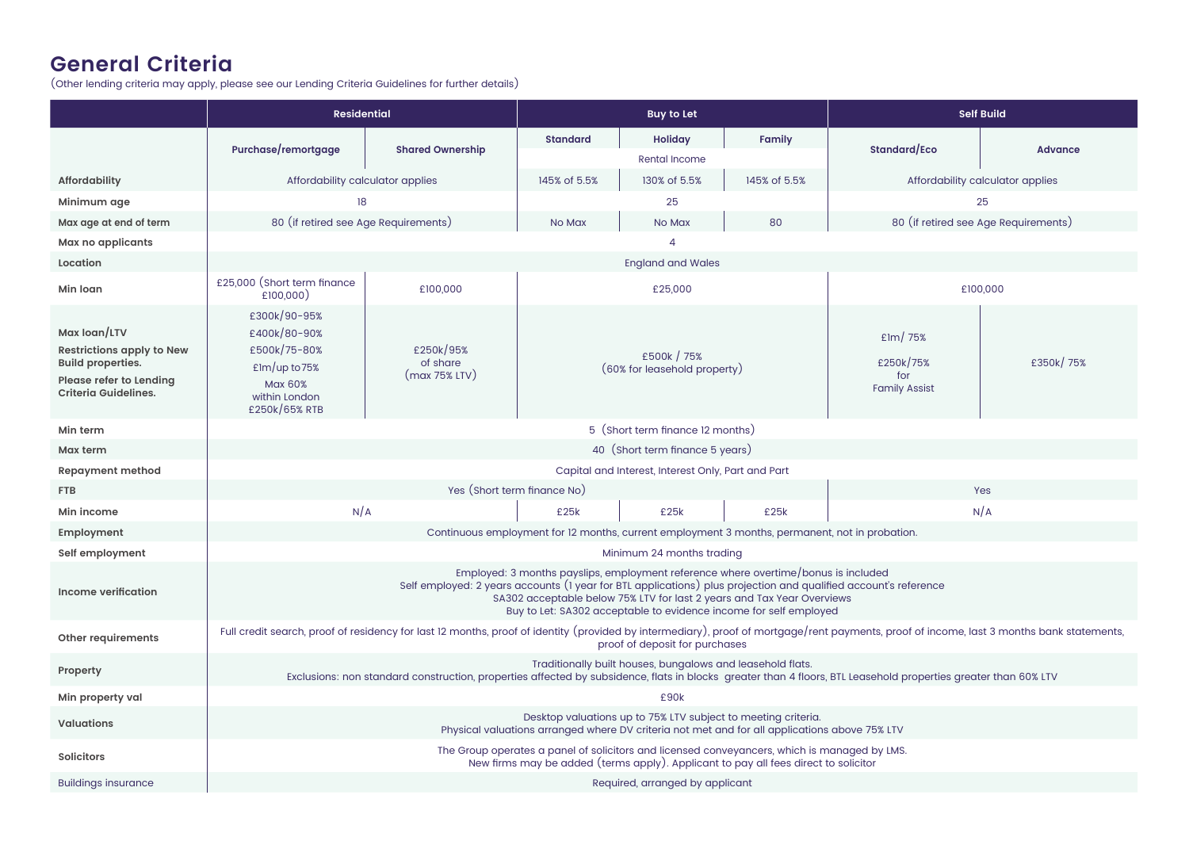# General Criteria

(Other lending criteria may apply, please see our Lending Criteria Guidelines for further details)

| | Residential | | Buy to Let | | | Self Build | |
|---|---|---|---|---|---|---|---|
| | Purchase/remortgage | Shared Ownership | Standard | Holiday | Family | Standard/Eco | Advance |
| | | | Rental Income | | | | |
| **Affordability** | Affordability calculator applies | | 145% of 5.5% | 130% of 5.5% | 145% of 5.5% | Affordability calculator applies | |
| **Minimum age** | 18 | | 25 | | | 25 | |
| **Max age at end of term** | 80 (if retired see Age Requirements) | | No Max | No Max | 80 | 80 (if retired see Age Requirements) | |
| **Max no applicants** | 4 | | | | | | |
| **Location** | England and Wales | | | | | | |
| **Min loan** | £25,000 (Short term finance £100,000) | £100,000 | £25,000 | | | £100,000 | |
| **Max loan/LTV** **Restrictions apply to New Build properties.** **Please refer to Lending Criteria Guidelines.** | £300k/90-95% £400k/80-90% £500k/75-80% £1m/up to75% Max 60% within London £250k/65% RTB | £250k/95% of share (max 75% LTV) | £500k / 75% (60% for leasehold property) | | | £1m/ 75% £250k/75% for Family Assist | £350k/ 75% |
| **Min term** | 5 (Short term finance 12 months) | | | | | | |
| **Max term** | 40 (Short term finance 5 years) | | | | | | |
| **Repayment method** | Capital and Interest, Interest Only, Part and Part | | | | | | |
| **FTB** | Yes (Short term finance No) | | | | | Yes | |
| **Min income** | N/A | | £25k | £25k | £25k | N/A | |
| **Employment** | Continuous employment for 12 months, current employment 3 months, permanent, not in probation. | | | | | | |
| **Self employment** | Minimum 24 months trading | | | | | | |
| **Income verification** | Employed: 3 months payslips, employment reference where overtime/bonus is included<br>Self employed: 2 years accounts (1 year for BTL applications) plus projection and qualified account's reference<br>SA302 acceptable below 75% LTV for last 2 years and Tax Year Overviews<br>Buy to Let: SA302 acceptable to evidence income for self employed | | | | | | |
| **Other requirements** | Full credit search, proof of residency for last 12 months, proof of identity (provided by intermediary), proof of mortgage/rent payments, proof of income, last 3 months bank statements, proof of deposit for purchases | | | | | | |
| **Property** | Traditionally built houses, bungalows and leasehold flats.<br>Exclusions: non standard construction, properties affected by subsidence, flats in blocks greater than 4 floors, BTL Leasehold properties greater than 60% LTV | | | | | | |
| **Min property val** | £90k | | | | | | |
| **Valuations** | Desktop valuations up to 75% LTV subject to meeting criteria.<br>Physical valuations arranged where DV criteria not met and for all applications above 75% LTV | | | | | | |
| **Solicitors** | The Group operates a panel of solicitors and licensed conveyancers, which is managed by LMS.<br>New firms may be added (terms apply). Applicant to pay all fees direct to solicitor | | | | | | |
| **Buildings insurance** | Required, arranged by applicant | | | | | | |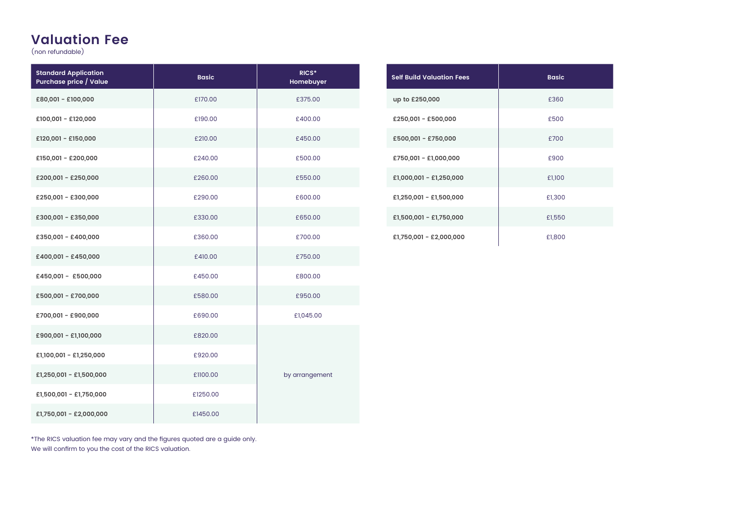# Valuation Fee

(non refundable)

| Standard Application Purchase price / Value | Basic | RICS* Homebuyer |
|---|---|---|
| £80,001 - £100,000 | £170.00 | £375.00 |
| £100,001 - £120,000 | £190.00 | £400.00 |
| £120,001 - £150,000 | £210.00 | £450.00 |
| £150,001 - £200,000 | £240.00 | £500.00 |
| £200,001 - £250,000 | £260.00 | £550.00 |
| £250,001 - £300,000 | £290.00 | £600.00 |
| £300,001 - £350,000 | £330.00 | £650.00 |
| £350,001 - £400,000 | £360.00 | £700.00 |
| £400,001 - £450,000 | £410.00 | £750.00 |
| £450,001 - £500,000 | £450.00 | £800.00 |
| £500,001 - £700,000 | £580.00 | £950.00 |
| £700,001 - £900,000 | £690.00 | £1,045.00 |
| £900,001 - £1,100,000 | £820.00 | by arrangement |
| £1,100,001 - £1,250,000 | £920.00 | |
| £1,250,001 - £1,500,000 | £1100.00 | |
| £1,500,001 - £1,750,000 | £1250.00 | |
| £1,750,001 - £2,000,000 | £1450.00 | |

| Self Build Valuation Fees | Basic |
|---|---|
| up to £250,000 | £360 |
| £250,001 - £500,000 | £500 |
| £500,001 - £750,000 | £700 |
| £750,001 - £1,000,000 | £900 |
| £1,000,001 - £1,250,000 | £1,100 |
| £1,250,001 - £1,500,000 | £1,300 |
| £1,500,001 - £1,750,000 | £1,550 |
| £1,750,001 - £2,000,000 | £1,800 |

*The RICS valuation fee may vary and the figures quoted are a guide only.
We will confirm to you the cost of the RICS valuation.